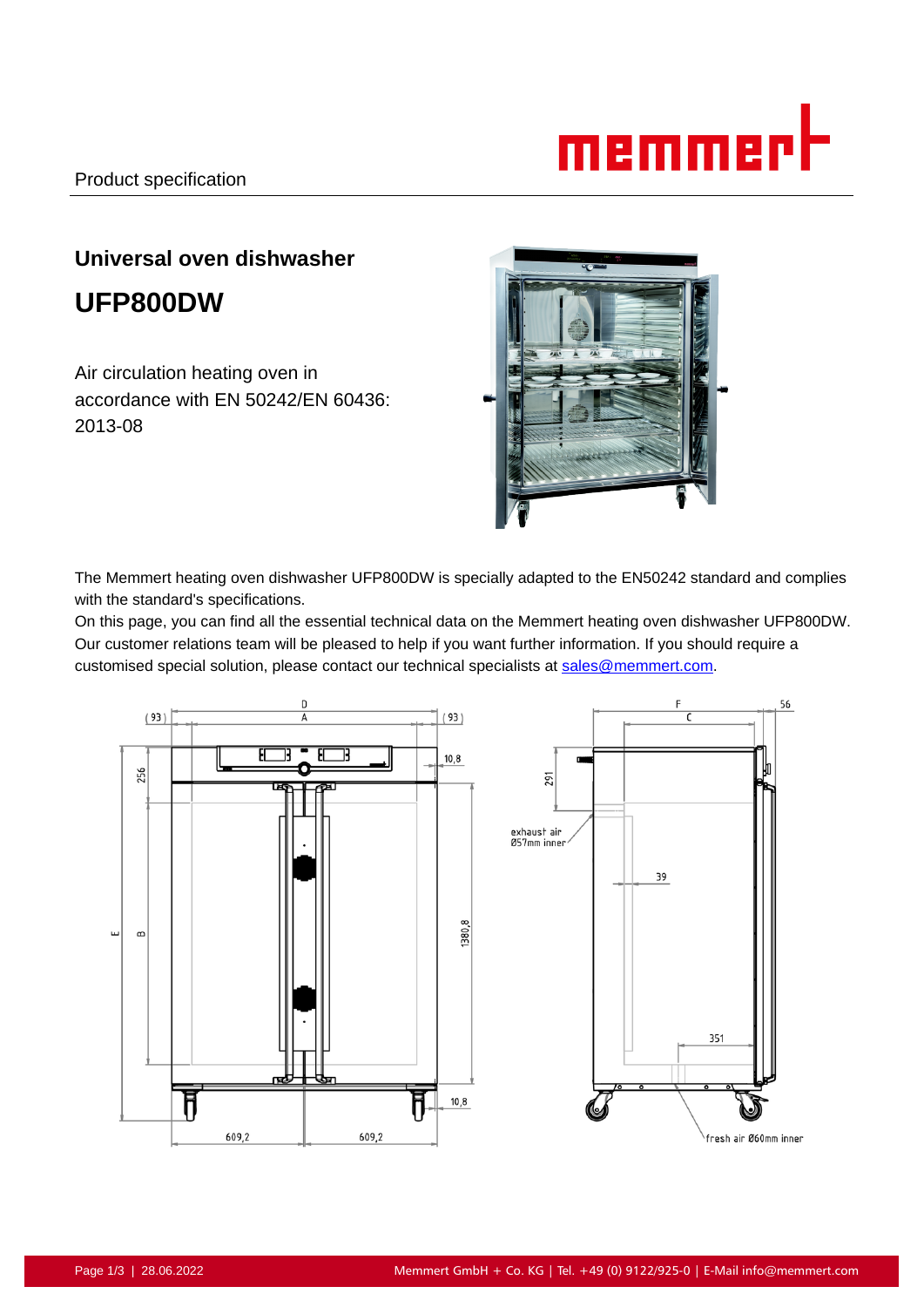Product specification

# Universal oven dishwasher

# UFP800DW

Air circulation heating oven in accordance with EN 50242/EN 60436: 2013-08

The Memmert heating oven dishwasher UFP800DW is specially adapted to the EN50242 standard and complies with the standard's specifications.
On this page, you can find all the essential technical data on the Memmert heating oven dishwasher UFP800DW. Our customer relations team will be pleased to help if you want further information. If you should require a customised special solution, please contact our technical specialists at sales@memmert.com.

(93) D A (93) 10,8 256 E B 1380,8 10,8 609,2 609,2

F C 56 291 exhaust air Ø57mm inner 39 351 fresh air Ø60mm inner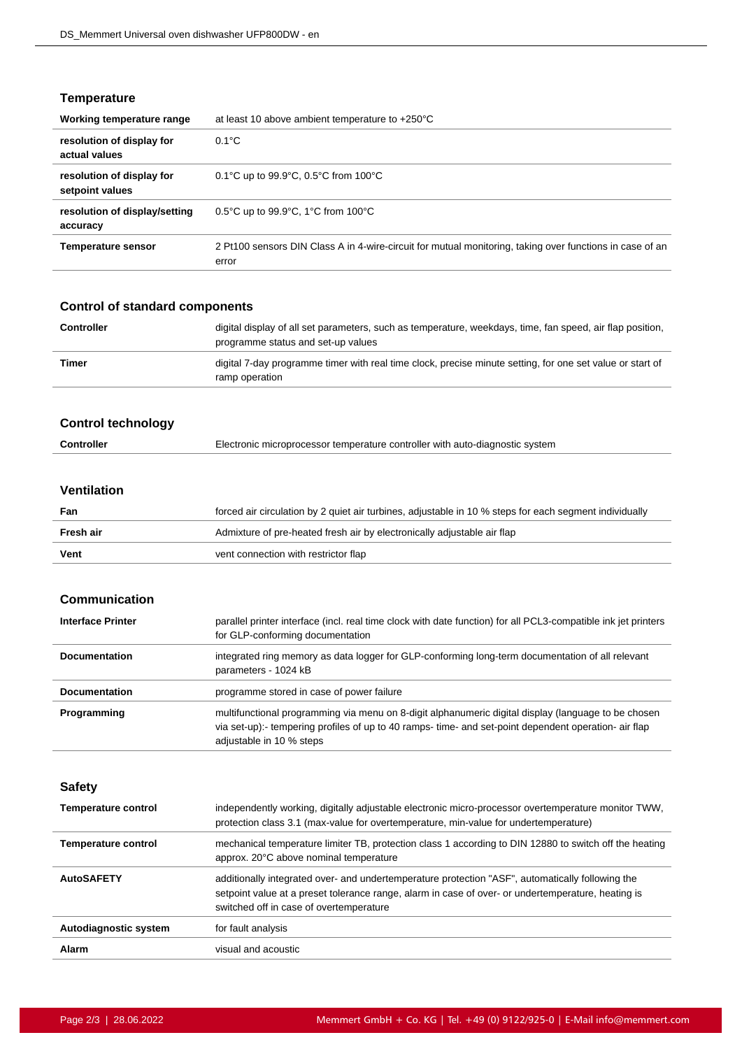## Temperature

| | |
|---|---|
| **Working temperature range** | at least 10 above ambient temperature to +250°C |
| **resolution of display for actual values** | 0.1°C |
| **resolution of display for setpoint values** | 0.1°C up to 99.9°C, 0.5°C from 100°C |
| **resolution of display/setting accuracy** | 0.5°C up to 99.9°C, 1°C from 100°C |
| **Temperature sensor** | 2 Pt100 sensors DIN Class A in 4-wire-circuit for mutual monitoring, taking over functions in case of an error |

## Control of standard components

| | |
|---|---|
| **Controller** | digital display of all set parameters, such as temperature, weekdays, time, fan speed, air flap position, programme status and set-up values |
| **Timer** | digital 7-day programme timer with real time clock, precise minute setting, for one set value or start of ramp operation |

## Control technology

| | |
|---|---|
| **Controller** | Electronic microprocessor temperature controller with auto-diagnostic system |

## Ventilation

| | |
|---|---|
| **Fan** | forced air circulation by 2 quiet air turbines, adjustable in 10 % steps for each segment individually |
| **Fresh air** | Admixture of pre-heated fresh air by electronically adjustable air flap |
| **Vent** | vent connection with restrictor flap |

## Communication

| | |
|---|---|
| **Interface Printer** | parallel printer interface (incl. real time clock with date function) for all PCL3-compatible ink jet printers for GLP-conforming documentation |
| **Documentation** | integrated ring memory as data logger for GLP-conforming long-term documentation of all relevant parameters - 1024 kB |
| **Documentation** | programme stored in case of power failure |
| **Programming** | multifunctional programming via menu on 8-digit alphanumeric digital display (language to be chosen via set-up):- tempering profiles of up to 40 ramps- time- and set-point dependent operation- air flap adjustable in 10 % steps |

## Safety

| | |
|---|---|
| **Temperature control** | independently working, digitally adjustable electronic micro-processor overtemperature monitor TWW, protection class 3.1 (max-value for overtemperature, min-value for undertemperature) |
| **Temperature control** | mechanical temperature limiter TB, protection class 1 according to DIN 12880 to switch off the heating approx. 20°C above nominal temperature |
| **AutoSAFETY** | additionally integrated over- and undertemperature protection "ASF", automatically following the setpoint value at a preset tolerance range, alarm in case of over- or undertemperature, heating is switched off in case of overtemperature |
| **Autodiagnostic system** | for fault analysis |
| **Alarm** | visual and acoustic |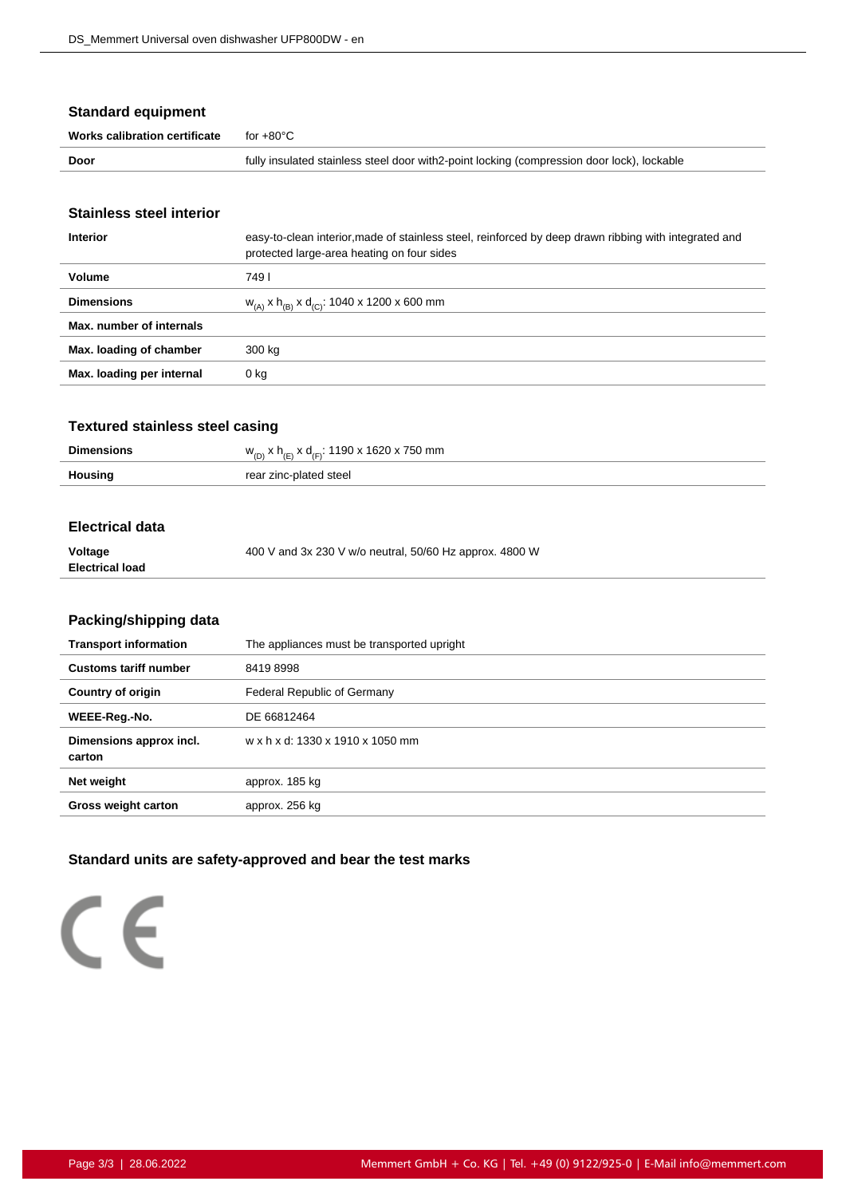## Standard equipment

| | |
|---|---|
| **Works calibration certificate** | for +80°C |
| **Door** | fully insulated stainless steel door with2-point locking (compression door lock), lockable |

## Stainless steel interior

| | |
|---|---|
| **Interior** | easy-to-clean interior,made of stainless steel, reinforced by deep drawn ribbing with integrated and protected large-area heating on four sides |
| **Volume** | 749 l |
| **Dimensions** | $w_{(A)}$ x $h_{(B)}$ x $d_{(C)}$: 1040 x 1200 x 600 mm |
| **Max. number of internals** | |
| **Max. loading of chamber** | 300 kg |
| **Max. loading per internal** | 0 kg |

## Textured stainless steel casing

| | |
|---|---|
| **Dimensions** | $w_{(D)}$ x $h_{(E)}$ x $d_{(F)}$: 1190 x 1620 x 750 mm |
| **Housing** | rear zinc-plated steel |

## Electrical data

| | |
|---|---|
| **Voltage** **Electrical load** | 400 V and 3x 230 V w/o neutral, 50/60 Hz approx. 4800 W |

## Packing/shipping data

| | |
|---|---|
| **Transport information** | The appliances must be transported upright |
| **Customs tariff number** | 8419 8998 |
| **Country of origin** | Federal Republic of Germany |
| **WEEE-Reg.-No.** | DE 66812464 |
| **Dimensions approx incl. carton** | w x h x d: 1330 x 1910 x 1050 mm |
| **Net weight** | approx. 185 kg |
| **Gross weight carton** | approx. 256 kg |

## Standard units are safety-approved and bear the test marks

CE